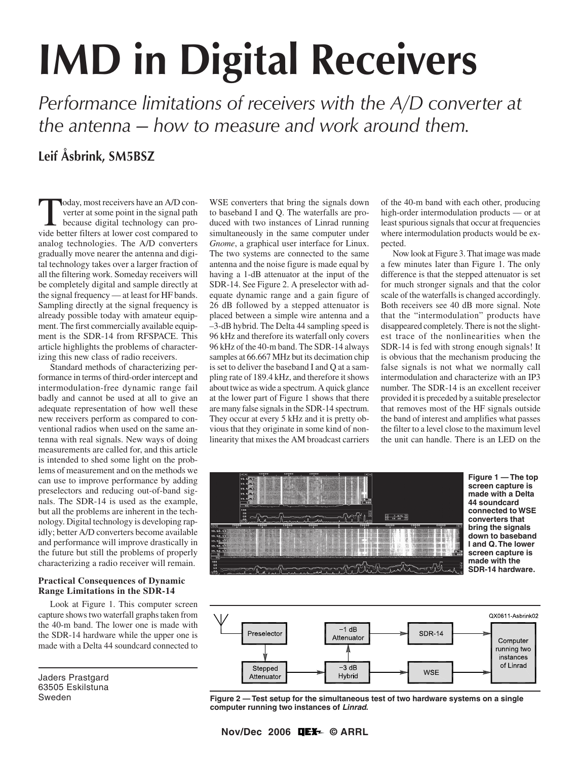# IMD in Digital Receivers

*Performance limitations of receivers with the A/D converter at the antenna — how to measure and work around them.*

**Leif Åsbrink, SM5BSZ**

Today, most receivers have an A/D converter at some point in the signal path because digital technology can provide better filters at lower cost compared to analog technologies. The A/D converters gradually move nearer the antenna and digital technology takes over a larger fraction of all the filtering work. Someday receivers will be completely digital and sample directly at the signal frequency — at least for HF bands. Sampling directly at the signal frequency is already possible today with amateur equipment. The first commercially available equipment is the SDR-14 from RFSPACE. This article highlights the problems of characterizing this new class of radio receivers.

Standard methods of characterizing performance in terms of third-order intercept and intermodulation-free dynamic range fail badly and cannot be used at all to give an adequate representation of how well these new receivers perform as compared to conventional radios when used on the same antenna with real signals. New ways of doing measurements are called for, and this article is intended to shed some light on the problems of measurement and on the methods we can use to improve performance by adding preselectors and reducing out-of-band signals. The SDR-14 is used as the example, but all the problems are inherent in the technology. Digital technology is developing rapidly; better A/D converters become available and performance will improve drastically in the future but still the problems of properly characterizing a radio receiver will remain.

### Practical Consequences of Dynamic Range Limitations in the SDR-14

Look at Figure 1. This computer screen capture shows two waterfall graphs taken from the 40-m band. The lower one is made with the SDR-14 hardware while the upper one is made with a Delta 44 soundcard connected to WSE converters that bring the signals down to baseband I and Q. The waterfalls are produced with two instances of Linrad running simultaneously in the same computer under *Gnome*, a graphical user interface for Linux. The two systems are connected to the same antenna and the noise figure is made equal by having a 1-dB attenuator at the input of the SDR-14. See Figure 2. A preselector with adequate dynamic range and a gain figure of 26 dB followed by a stepped attenuator is placed between a simple wire antenna and a –3-dB hybrid. The Delta 44 sampling speed is 96 kHz and therefore its waterfall only covers 96 kHz of the 40-m band. The SDR-14 always samples at 66.667 MHz but its decimation chip is set to deliver the baseband I and Q at a sampling rate of 189.4 kHz, and therefore it shows about twice as wide a spectrum. A quick glance at the lower part of Figure 1 shows that there are many false signals in the SDR-14 spectrum. They occur at every 5 kHz and it is pretty obvious that they originate in some kind of nonlinearity that mixes the AM broadcast carriers of the 40-m band with each other, producing high-order intermodulation products — or at least spurious signals that occur at frequencies where intermodulation products would be expected.

Now look at Figure 3. That image was made a few minutes later than Figure 1. The only difference is that the stepped attenuator is set for much stronger signals and that the color scale of the waterfalls is changed accordingly. Both receivers see 40 dB more signal. Note that the "intermodulation" products have disappeared completely. There is not the slightest trace of the nonlinearities when the SDR-14 is fed with strong enough signals! It is obvious that the mechanism producing the false signals is not what we normally call intermodulation and characterize with an IP3 number. The SDR-14 is an excellent receiver provided it is preceded by a suitable preselector that removes most of the HF signals outside the band of interest and amplifies what passes the filter to a level close to the maximum level the unit can handle. There is an LED on the

**Figure 1 — The top screen capture is made with a Delta 44 soundcard connected to WSE converters that bring the signals down to baseband I and Q. The lower screen capture is made with the SDR-14 hardware.**

**Figure 2 — Test setup for the simultaneous test of two hardware systems on a single computer running two instances of *Linrad*.**

Jaders Prastgard
63505 Eskilstuna
Sweden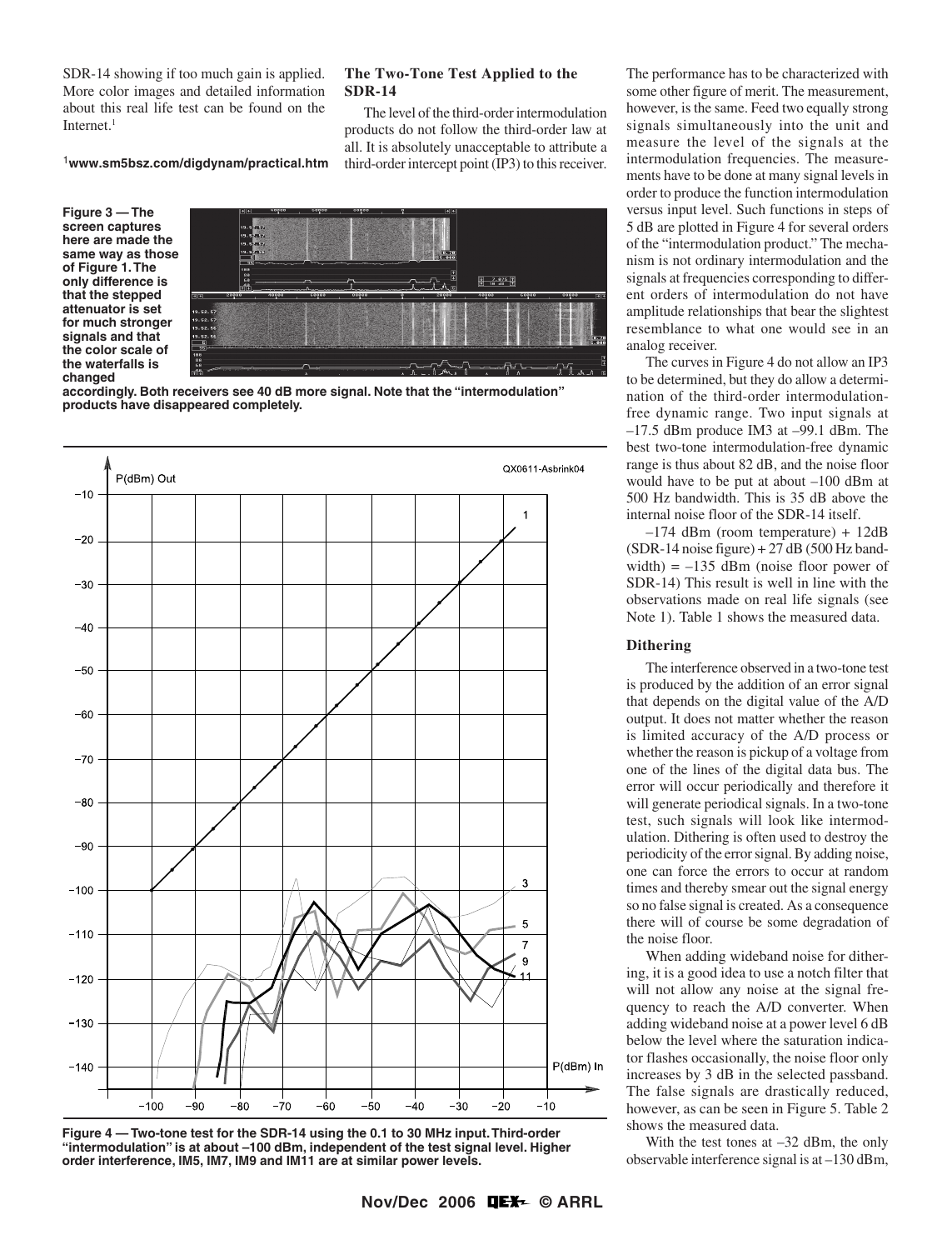SDR-14 showing if too much gain is applied. More color images and detailed information about this real life test can be found on the Internet.[1]

[1]www.sm5bsz.com/digdynam/practical.htm

Figure 3 — The screen captures here are made the same way as those of Figure 1. The only difference is that the stepped attenuator is set for much stronger signals and that the color scale of the waterfalls is changed accordingly. Both receivers see 40 dB more signal. Note that the "intermodulation" products have disappeared completely.

Figure 4 — Two-tone test for the SDR-14 using the 0.1 to 30 MHz input. Third-order "intermodulation" is at about –100 dBm, independent of the test signal level. Higher order interference, IM5, IM7, IM9 and IM11 are at similar power levels.

### The Two-Tone Test Applied to the SDR-14

The level of the third-order intermodulation products do not follow the third-order law at all. It is absolutely unacceptable to attribute a third-order intercept point (IP3) to this receiver. The performance has to be characterized with some other figure of merit. The measurement, however, is the same. Feed two equally strong signals simultaneously into the unit and measure the level of the signals at the intermodulation frequencies. The measurements have to be done at many signal levels in order to produce the function intermodulation versus input level. Such functions in steps of 5 dB are plotted in Figure 4 for several orders of the "intermodulation product." The mechanism is not ordinary intermodulation and the signals at frequencies corresponding to different orders of intermodulation do not have amplitude relationships that bear the slightest resemblance to what one would see in an analog receiver.

The curves in Figure 4 do not allow an IP3 to be determined, but they do allow a determination of the third-order intermodulation-free dynamic range. Two input signals at –17.5 dBm produce IM3 at –99.1 dBm. The best two-tone intermodulation-free dynamic range is thus about 82 dB, and the noise floor would have to be put at about –100 dBm at 500 Hz bandwidth. This is 35 dB above the internal noise floor of the SDR-14 itself.

–174 dBm (room temperature) + 12dB (SDR-14 noise figure) + 27 dB (500 Hz bandwidth) = –135 dBm (noise floor power of SDR-14) This result is well in line with the observations made on real life signals (see Note 1). Table 1 shows the measured data.

### Dithering

The interference observed in a two-tone test is produced by the addition of an error signal that depends on the digital value of the A/D output. It does not matter whether the reason is limited accuracy of the A/D process or whether the reason is pickup of a voltage from one of the lines of the digital data bus. The error will occur periodically and therefore it will generate periodical signals. In a two-tone test, such signals will look like intermodulation. Dithering is often used to destroy the periodicity of the error signal. By adding noise, one can force the errors to occur at random times and thereby smear out the signal energy so no false signal is created. As a consequence there will of course be some degradation of the noise floor.

When adding wideband noise for dithering, it is a good idea to use a notch filter that will not allow any noise at the signal frequency to reach the A/D converter. When adding wideband noise at a power level 6 dB below the level where the saturation indicator flashes occasionally, the noise floor only increases by 3 dB in the selected passband. The false signals are drastically reduced, however, as can be seen in Figure 5. Table 2 shows the measured data.

With the test tones at –32 dBm, the only observable interference signal is at –130 dBm,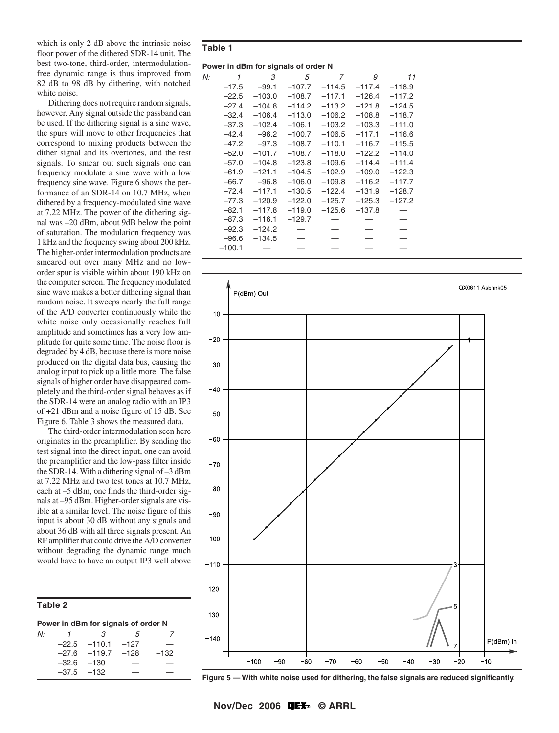which is only 2 dB above the intrinsic noise floor power of the dithered SDR-14 unit. The best two-tone, third-order, intermodulation-free dynamic range is thus improved from 82 dB to 98 dB by dithering, with notched white noise.

Dithering does not require random signals, however. Any signal outside the passband can be used. If the dithering signal is a sine wave, the spurs will move to other frequencies that correspond to mixing products between the dither signal and its overtones, and the test signals. To smear out such signals one can frequency modulate a sine wave with a low frequency sine wave. Figure 6 shows the performance of an SDR-14 on 10.7 MHz, when dithered by a frequency-modulated sine wave at 7.22 MHz. The power of the dithering signal was –20 dBm, about 9dB below the point of saturation. The modulation frequency was 1 kHz and the frequency swing about 200 kHz. The higher-order intermodulation products are smeared out over many MHz and no low-order spur is visible within about 190 kHz on the computer screen. The frequency modulated sine wave makes a better dithering signal than random noise. It sweeps nearly the full range of the A/D converter continuously while the white noise only occasionally reaches full amplitude and sometimes has a very low amplitude for quite some time. The noise floor is degraded by 4 dB, because there is more noise produced on the digital data bus, causing the analog input to pick up a little more. The false signals of higher order have disappeared completely and the third-order signal behaves as if the SDR-14 were an analog radio with an IP3 of +21 dBm and a noise figure of 15 dB. See Figure 6. Table 3 shows the measured data.

The third-order intermodulation seen here originates in the preamplifier. By sending the test signal into the direct input, one can avoid the preamplifier and the low-pass filter inside the SDR-14. With a dithering signal of –3 dBm at 7.22 MHz and two test tones at 10.7 MHz, each at –5 dBm, one finds the third-order signals at –95 dBm. Higher-order signals are visible at a similar level. The noise figure of this input is about 30 dB without any signals and about 36 dB with all three signals present. An RF amplifier that could drive the A/D converter without degrading the dynamic range much would have to have an output IP3 well above

**Table 2**

**Power in dBm for signals of order N**

| N: | 1 | 3 | 5 | 7 |
|---|---|---|---|---|
| | –22.5 | –110.1 | –127 | — |
| | –27.6 | –119.7 | –128 | –132 |
| | –32.6 | –130 | — | — |
| | –37.5 | –132 | — | — |

**Table 1**

**Power in dBm for signals of order N**

| N: | 1 | 3 | 5 | 7 | 9 | 11 |
|---|---|---|---|---|---|---|
| | –17.5 | –99.1 | –107.7 | –114.5 | –117.4 | –118.9 |
| | –22.5 | –103.0 | –108.7 | –117.1 | –126.4 | –117.2 |
| | –27.4 | –104.8 | –114.2 | –113.2 | –121.8 | –124.5 |
| | –32.4 | –106.4 | –113.0 | –106.2 | –108.8 | –118.7 |
| | –37.3 | –102.4 | –106.1 | –103.2 | –103.3 | –111.0 |
| | –42.4 | –96.2 | –100.7 | –106.5 | –117.1 | –116.6 |
| | –47.2 | –97.3 | –108.7 | –110.1 | –116.7 | –115.5 |
| | –52.0 | –101.7 | –108.7 | –118.0 | –122.2 | –114.0 |
| | –57.0 | –104.8 | –123.8 | –109.6 | –114.4 | –111.4 |
| | –61.9 | –121.1 | –104.5 | –102.9 | –109.0 | –122.3 |
| | –66.7 | –96.8 | –106.0 | –109.8 | –116.2 | –117.7 |
| | –72.4 | –117.1 | –130.5 | –122.4 | –131.9 | –128.7 |
| | –77.3 | –120.9 | –122.0 | –125.7 | –125.3 | –127.2 |
| | –82.1 | –117.8 | –119.0 | –125.6 | –137.8 | — |
| | –87.3 | –116.1 | –129.7 | — | — | — |
| | –92.3 | –124.2 | — | — | — | — |
| | –96.6 | –134.5 | — | — | — | — |
| | –100.1 | — | — | — | — | — |

**Figure 5 — With white noise used for dithering, the false signals are reduced significantly.**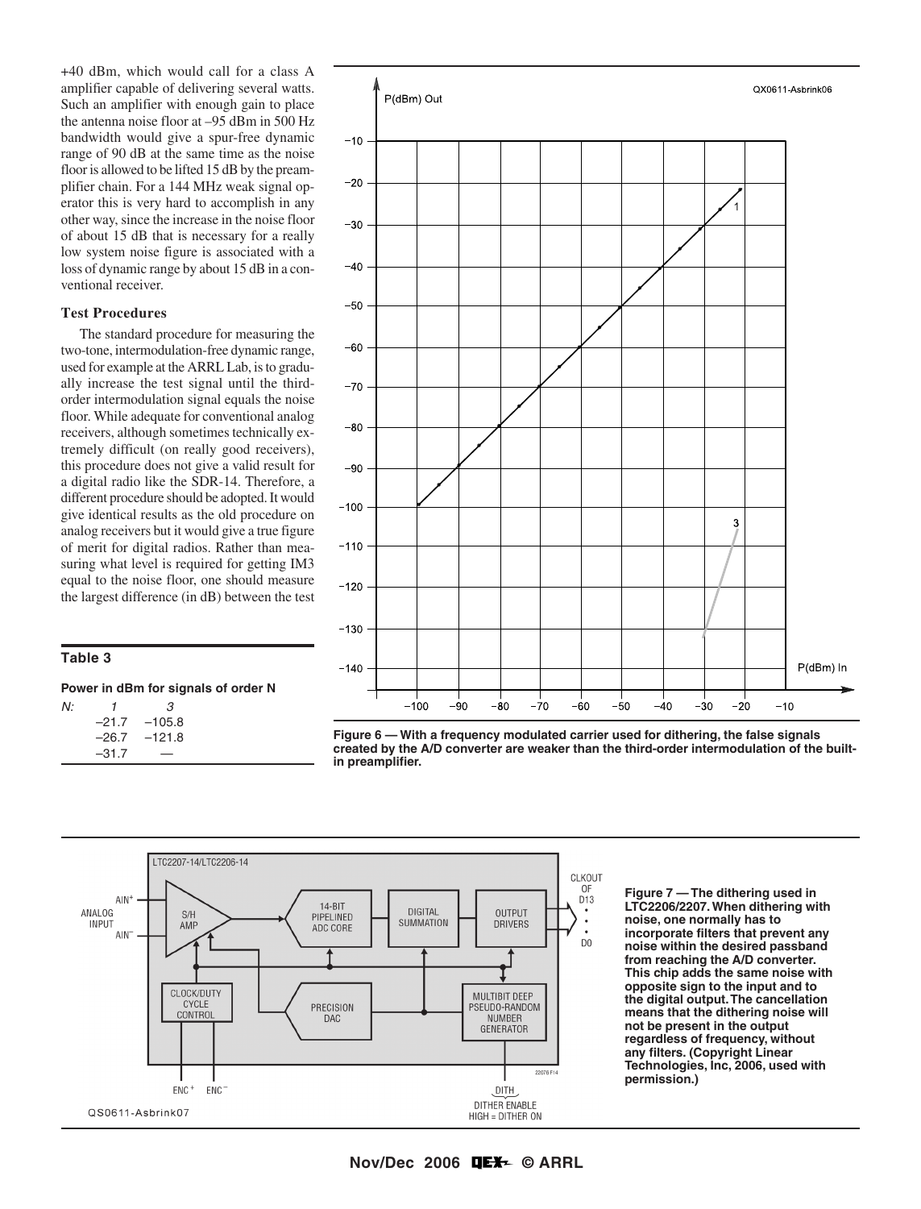+40 dBm, which would call for a class A amplifier capable of delivering several watts. Such an amplifier with enough gain to place the antenna noise floor at –95 dBm in 500 Hz bandwidth would give a spur-free dynamic range of 90 dB at the same time as the noise floor is allowed to be lifted 15 dB by the preamplifier chain. For a 144 MHz weak signal operator this is very hard to accomplish in any other way, since the increase in the noise floor of about 15 dB that is necessary for a really low system noise figure is associated with a loss of dynamic range by about 15 dB in a conventional receiver.

### Test Procedures

The standard procedure for measuring the two-tone, intermodulation-free dynamic range, used for example at the ARRL Lab, is to gradually increase the test signal until the third-order intermodulation signal equals the noise floor. While adequate for conventional analog receivers, although sometimes technically extremely difficult (on really good receivers), this procedure does not give a valid result for a digital radio like the SDR-14. Therefore, a different procedure should be adopted. It would give identical results as the old procedure on analog receivers but it would give a true figure of merit for digital radios. Rather than measuring what level is required for getting IM3 equal to the noise floor, one should measure the largest difference (in dB) between the test

**Table 3**

**Power in dBm for signals of order N**

| N: | 1 | 3 |
|---|---|---|
| | –21.7 | –105.8 |
| | –26.7 | –121.8 |
| | –31.7 | — |

**Figure 6 — With a frequency modulated carrier used for dithering, the false signals created by the A/D converter are weaker than the third-order intermodulation of the built-in preamplifier.**

**Figure 7 — The dithering used in LTC2206/2207. When dithering with noise, one normally has to incorporate filters that prevent any noise within the desired passband from reaching the A/D converter. This chip adds the same noise with opposite sign to the input and to the digital output. The cancellation means that the dithering noise will not be present in the output regardless of frequency, without any filters. (Copyright Linear Technologies, Inc, 2006, used with permission.)**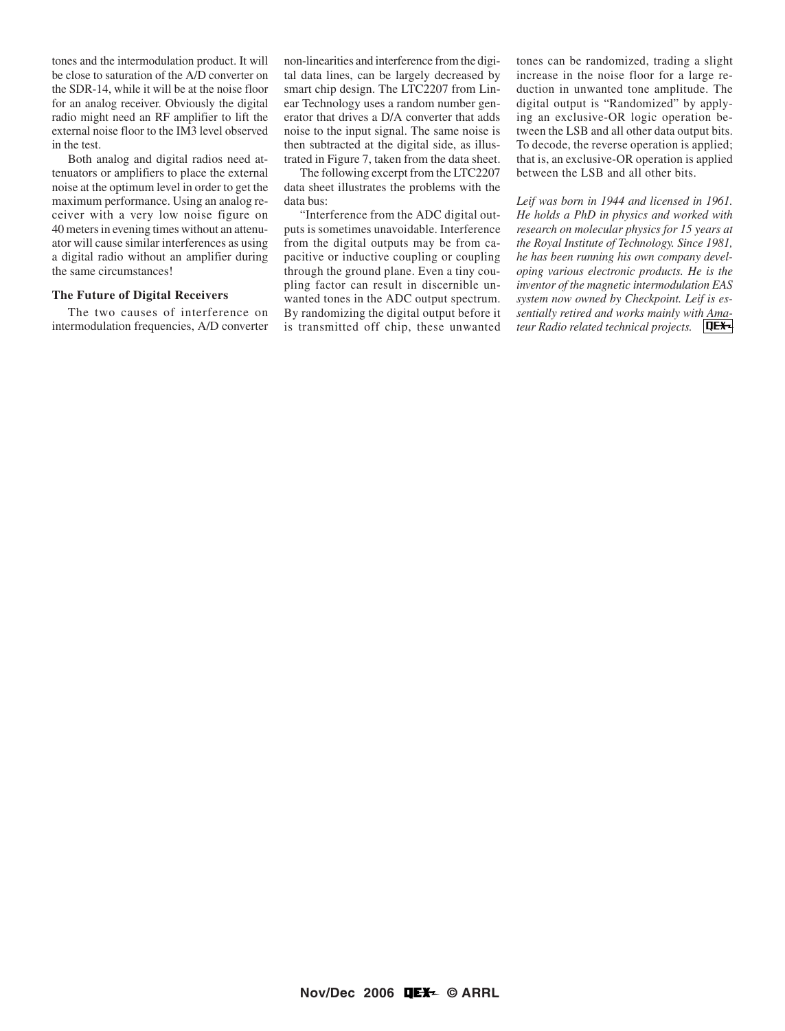tones and the intermodulation product. It will be close to saturation of the A/D converter on the SDR-14, while it will be at the noise floor for an analog receiver. Obviously the digital radio might need an RF amplifier to lift the external noise floor to the IM3 level observed in the test.

Both analog and digital radios need attenuators or amplifiers to place the external noise at the optimum level in order to get the maximum performance. Using an analog receiver with a very low noise figure on 40 meters in evening times without an attenuator will cause similar interferences as using a digital radio without an amplifier during the same circumstances!

### The Future of Digital Receivers

The two causes of interference on intermodulation frequencies, A/D converter non-linearities and interference from the digital data lines, can be largely decreased by smart chip design. The LTC2207 from Linear Technology uses a random number generator that drives a D/A converter that adds noise to the input signal. The same noise is then subtracted at the digital side, as illustrated in Figure 7, taken from the data sheet.

The following excerpt from the LTC2207 data sheet illustrates the problems with the data bus:

"Interference from the ADC digital outputs is sometimes unavoidable. Interference from the digital outputs may be from capacitive or inductive coupling or coupling through the ground plane. Even a tiny coupling factor can result in discernible unwanted tones in the ADC output spectrum. By randomizing the digital output before it is transmitted off chip, these unwanted tones can be randomized, trading a slight increase in the noise floor for a large reduction in unwanted tone amplitude. The digital output is "Randomized" by applying an exclusive-OR logic operation between the LSB and all other data output bits. To decode, the reverse operation is applied; that is, an exclusive-OR operation is applied between the LSB and all other bits.

*Leif was born in 1944 and licensed in 1961. He holds a PhD in physics and worked with research on molecular physics for 15 years at the Royal Institute of Technology. Since 1981, he has been running his own company developing various electronic products. He is the inventor of the magnetic intermodulation EAS system now owned by Checkpoint. Leif is essentially retired and works mainly with Amateur Radio related technical projects.*